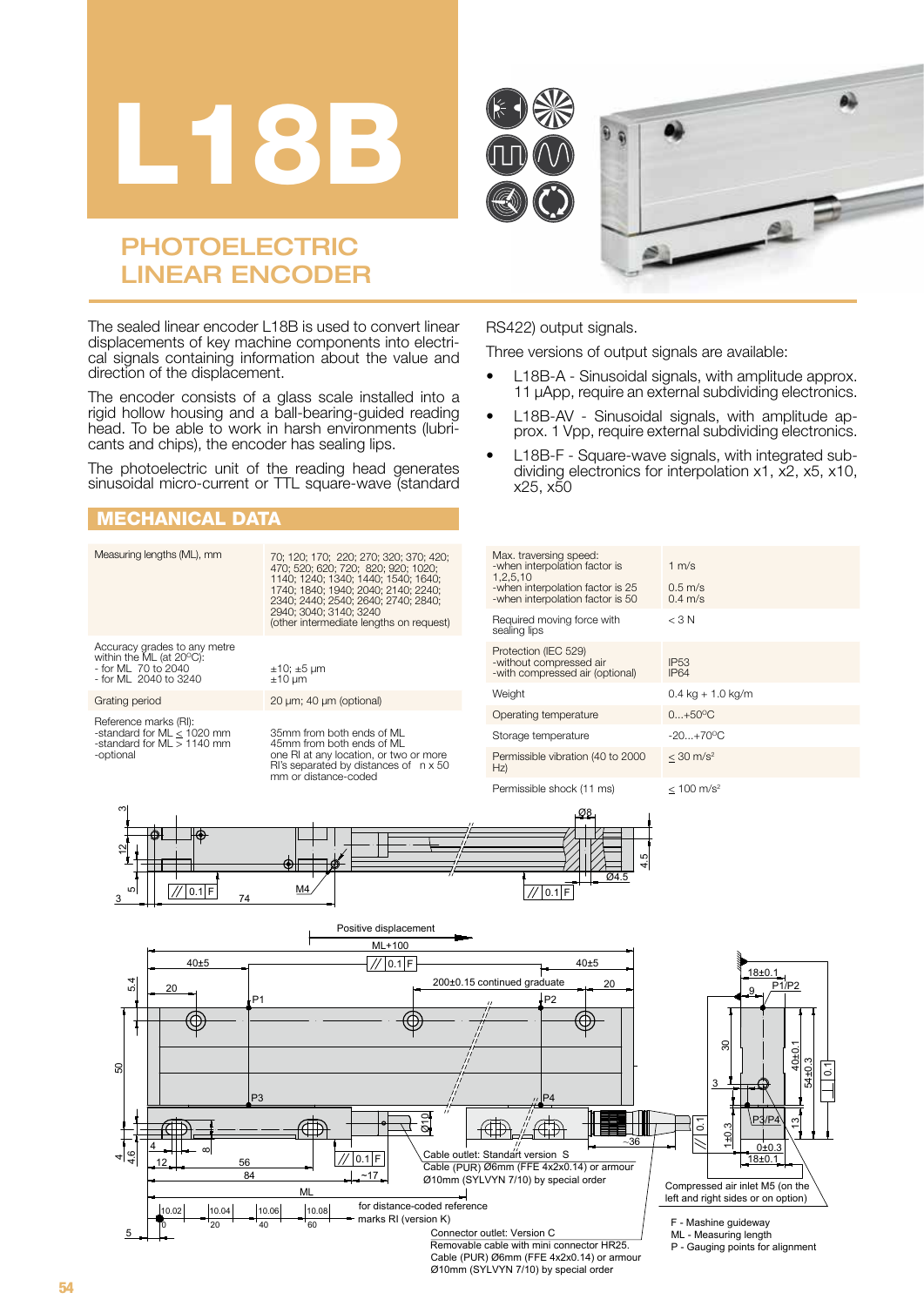# L18B

## PHOTOELECTRIC LINEAR ENCODER

The sealed linear encoder L18B is used to convert linear displacements of key machine components into electrical signals containing information about the value and direction of the displacement.

The encoder consists of a glass scale installed into a rigid hollow housing and a ball-bearing-guided reading head. To be able to work in harsh environments (lubricants and chips), the encoder has sealing lips.

The photoelectric unit of the reading head generates sinusoidal micro-current or TTL square-wave (standard RS422) output signals.

Three versions of output signals are available:

- L18B-A - Sinusoidal signals, with amplitude approx. 11 µApp, require an external subdividing electronics.
- L18B-AV - Sinusoidal signals, with amplitude approx. 1 Vpp, require external subdividing electronics.
- L18B-F - Square-wave signals, with integrated subdividing electronics for interpolation x1, x2, x5, x10, x25, x50

## MECHANICAL DATA

| | |
|---|---|
| Measuring lengths (ML), mm | 70; 120; 170; 220; 270; 320; 370; 420; 470; 520; 620; 720; 820; 920; 1020; 1140; 1240; 1340; 1440; 1540; 1640; 1740; 1840; 1940; 2040; 2140; 2240; 2340; 2440; 2540; 2640; 2740; 2840; 2940; 3040; 3140; 3240 (other intermediate lengths on request) |
| Accuracy grades to any metre within the ML (at 20°C): - for ML 70 to 2040 - for ML 2040 to 3240 | ±10; ±5 µm ±10 µm |
| Grating period | 20 µm; 40 µm (optional) |
| Reference marks (RI): -standard for ML ≤ 1020 mm -standard for ML > 1140 mm -optional | 35mm from both ends of ML 45mm from both ends of ML one RI at any location, or two or more RI's separated by distances of n x 50 mm or distance-coded |

| | |
|---|---|
| Max. traversing speed: -when interpolation factor is 1,2,5,10 -when interpolation factor is 25 -when interpolation factor is 50 | 1 m/s 0.5 m/s 0.4 m/s |
| Required moving force with sealing lips | < 3 N |
| Protection (IEC 529) -without compressed air -with compressed air (optional) | IP53 IP64 |
| Weight | 0.4 kg + 1.0 kg/m |
| Operating temperature | 0...+50°C |
| Storage temperature | -20...+70°C |
| Permissible vibration (40 to 2000 Hz) | ≤ 30 m/s² |
| Permissible shock (11 ms) | ≤ 100 m/s² |

Positive displacement

Cable outlet: Standart version S
Cable (PUR) Ø6mm (FFE 4x2x0.14) or armour Ø10mm (SYLVYN 7/10) by special order

for distance-coded reference marks RI (version K)

Connector outlet: Version C
Removable cable with mini connector HR25.
Cable (PUR) Ø6mm (FFE 4x2x0.14) or armour Ø10mm (SYLVYN 7/10) by special order

Compressed air inlet M5 (on the left and right sides or on option)

F - Mashine guideway
ML - Measuring length
P - Gauging points for alignment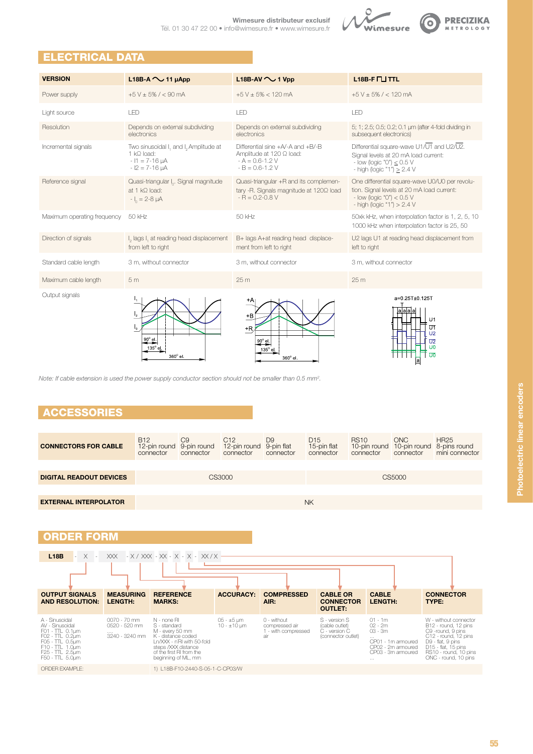## ELECTRICAL DATA

| VERSION | L18B-A ∿ 11 µApp | L18B-AV ∿ 1 Vpp | L18B-F ⊓⊔ TTL |
|---|---|---|---|
| Power supply | +5 V ± 5% / < 90 mA | +5 V ± 5% < 120 mA | +5 V ± 5% / < 120 mA |
| Light source | LED | LED | LED |
| Resolution | Depends on external subdividing electronics | Depends on external subdividing electronics | 5; 1; 2.5; 0.5; 0.2; 0.1 µm (after 4-fold dividing in subsequent electronics) |
| Incremental signals | Two sinusoidal $I_1$ and $I_2$ Amplitude at 1 kΩ load:<br>- I1 = 7-16 µA<br>- I2 = 7-16 µA | Differential sine +A/-A and +B/-B Amplitude at 120 Ω load:<br>- A = 0.6-1.2 V<br>- B = 0.6-1.2 V | Differential square-wave U1/$\overline{U1}$ and U2/$\overline{U2}$.<br>Signal levels at 20 mA load current:<br>- low (logic "0") ≤ 0.5 V<br>- high (logic "1") ≥ 2.4 V |
| Reference signal | Quasi-triangular $I_0$. Signal magnitude at 1 kΩ load:<br>- $I_0$ = 2-8 µA | Quasi-triangular +R and its complementary -R. Signals magnitude at 120Ω load<br>- R = 0.2-0.8 V | One differential square-wave U0/$\overline{U0}$ per revolution. Signal levels at 20 mA load current:<br>- low (logic "0") < 0.5 V<br>- high (logic "1") > 2.4 V |
| Maximum operating frequency | 50 kHz | 50 kHz | 50xk kHz, when interpolation factor is 1, 2, 5, 10<br>1000 kHz when interpolation factor is 25, 50 |
| Direction of signals | $I_2$ lags $I_1$ at reading head displacement from left to right | B+ lags A+at reading head displacement from left to right | U2 lags U1 at reading head displacement from left to right |
| Standard cable length | 3 m, without connector | 3 m, without connector | 3 m, without connector |
| Maximum cable length | 5 m | 25 m | 25 m |
| Output signals | $I_1$ $I_2$ $I_0$ 90° el. 135° el. 360° el. | +A +B +R 90° el. 135° el. 360° el. | a=0.25T±0.125T T a a a a U1 $\overline{U1}$ U2 $\overline{U2}$ U0 $\overline{U0}$ a |

*Note: If cable extension is used the power supply conductor section should not be smaller than 0.5 mm².*

## ACCESSORIES

| | | | | | | | | |
|---|---|---|---|---|---|---|---|---|
| **CONNECTORS FOR CABLE** | B12 12-pin round connector | C9 9-pin round connector | C12 12-pin round connector | D9 9-pin flat connector | D15 15-pin flat connector | RS10 10-pin round connector | ONC 10-pin round connector | HR25 8-pins round mini connector |
| **DIGITAL READOUT DEVICES** | CS3000 | | | | CS5000 | | | |
| **EXTERNAL INTERPOLATOR** | NK | | | | | | | |

## ORDER FORM

**L18B** - X - XXX - X / XXX - XX - X - X - XX / X

| OUTPUT SIGNALS AND RESOLUTION: | MEASURING LENGTH: | REFERENCE MARKS: | ACCURACY: | COMPRESSED AIR: | CABLE OR CONNECTOR OUTLET: | CABLE LENGTH: | CONNECTOR TYPE: |
|---|---|---|---|---|---|---|---|
| A - Sinusoidal<br>AV - Sinusoidal<br>F01 - TTL 0.1µm<br>F02 - TTL 0.2µm<br>F05 - TTL 0.5µm<br>F10 - TTL 1.0µm<br>F25 - TTL 2.5µm<br>F50 - TTL 5.0µm | 0070 - 70 mm<br>0520 - 520 mm<br>....<br>3240 - 3240 mm | N - none RI<br>S - standard<br>M - every 50 mm<br>K - distance coded<br>Ln/XXX - nRI with 50-fold steps /XXX distance of the first RI from the beginning of ML, mm | 05 - ±5 µm<br>10 - ±10 µm | 0 - without compressed air<br>1 - with compressed air | S - version S (cable outlet)<br>C - version C (connector outlet) | 01 - 1m<br>02 - 2m<br>03 - 3m<br>...<br>CP01 - 1m armoured<br>CP02 - 2m armoured<br>CP03 - 3m armoured<br>... | W - without connector<br>B12 - round, 12 pins<br>C9 -round, 9 pins<br>C12 - round, 12 pins<br>D9 - flat, 9 pins<br>D15 - flat, 15 pins<br>RS10 - round, 10 pins<br>ONC - round, 10 pins |

ORDER EXAMPLE: 1) L18B-F10-2440-S-05-1-C-CP03/W